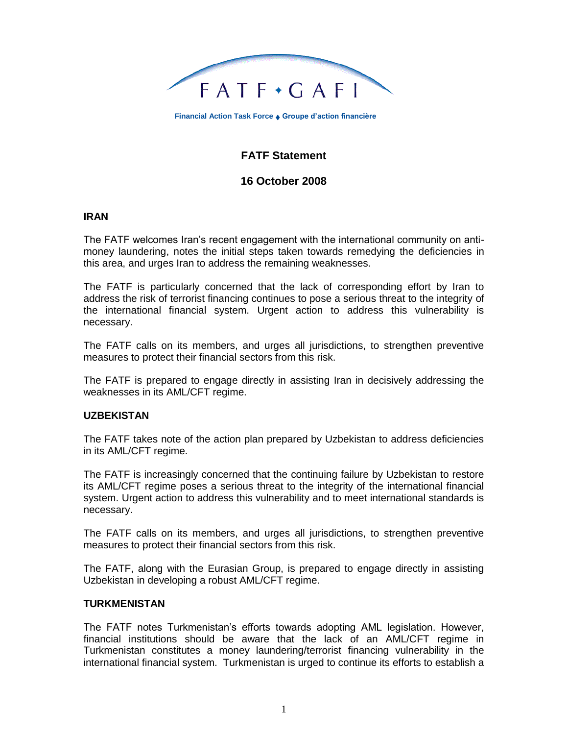FATF • GAFI

Financial Action Task Force ♦ Groupe d'action financière

# FATF Statement

## 16 October 2008

### IRAN

The FATF welcomes Iran's recent engagement with the international community on anti-money laundering, notes the initial steps taken towards remedying the deficiencies in this area, and urges Iran to address the remaining weaknesses.

The FATF is particularly concerned that the lack of corresponding effort by Iran to address the risk of terrorist financing continues to pose a serious threat to the integrity of the international financial system. Urgent action to address this vulnerability is necessary.

The FATF calls on its members, and urges all jurisdictions, to strengthen preventive measures to protect their financial sectors from this risk.

The FATF is prepared to engage directly in assisting Iran in decisively addressing the weaknesses in its AML/CFT regime.

### UZBEKISTAN

The FATF takes note of the action plan prepared by Uzbekistan to address deficiencies in its AML/CFT regime.

The FATF is increasingly concerned that the continuing failure by Uzbekistan to restore its AML/CFT regime poses a serious threat to the integrity of the international financial system. Urgent action to address this vulnerability and to meet international standards is necessary.

The FATF calls on its members, and urges all jurisdictions, to strengthen preventive measures to protect their financial sectors from this risk.

The FATF, along with the Eurasian Group, is prepared to engage directly in assisting Uzbekistan in developing a robust AML/CFT regime.

### TURKMENISTAN

The FATF notes Turkmenistan's efforts towards adopting AML legislation. However, financial institutions should be aware that the lack of an AML/CFT regime in Turkmenistan constitutes a money laundering/terrorist financing vulnerability in the international financial system. Turkmenistan is urged to continue its efforts to establish a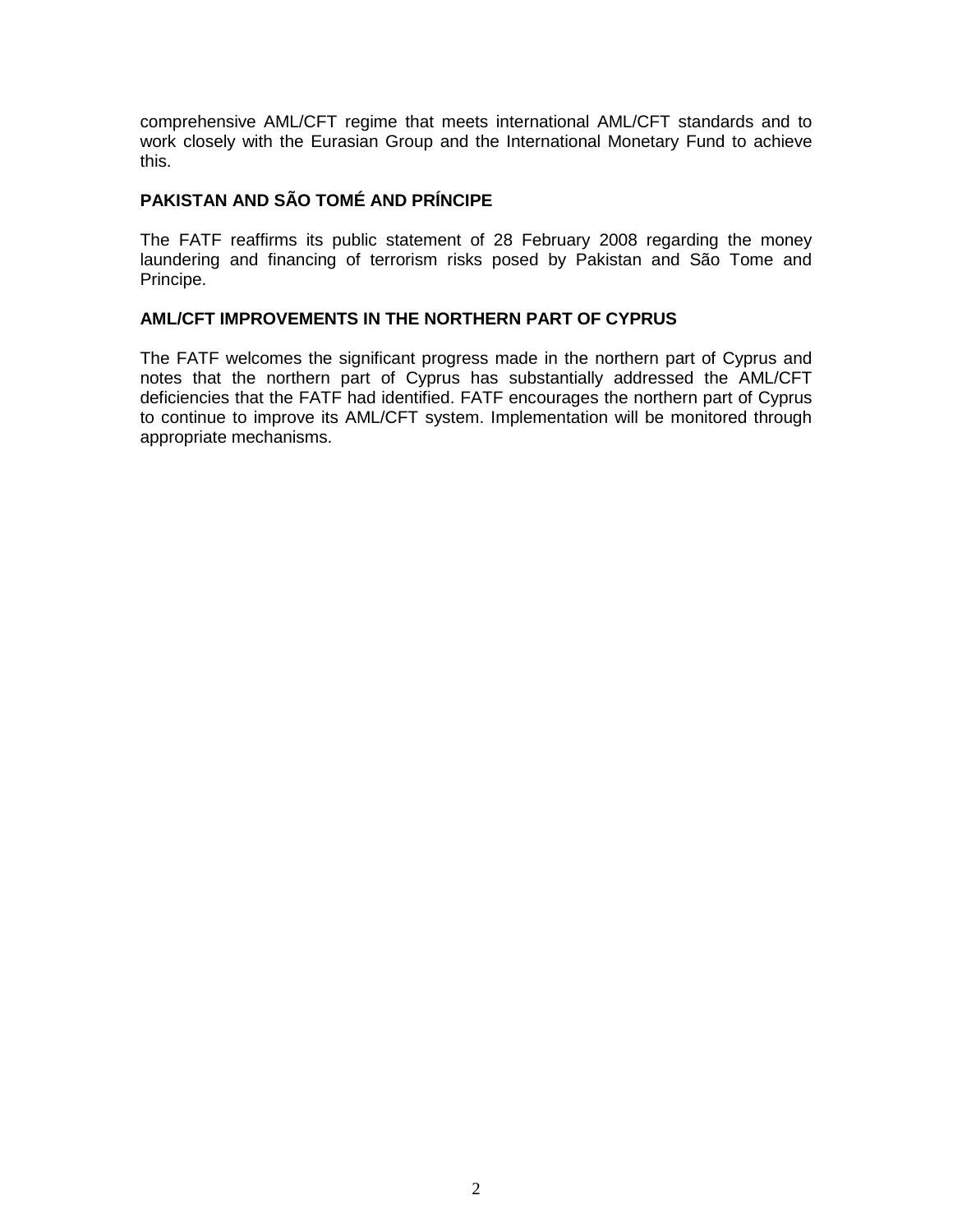comprehensive AML/CFT regime that meets international AML/CFT standards and to work closely with the Eurasian Group and the International Monetary Fund to achieve this.

**PAKISTAN AND SÃO TOMÉ AND PRÍNCIPE**

The FATF reaffirms its public statement of 28 February 2008 regarding the money laundering and financing of terrorism risks posed by Pakistan and São Tome and Principe.

**AML/CFT IMPROVEMENTS IN THE NORTHERN PART OF CYPRUS**

The FATF welcomes the significant progress made in the northern part of Cyprus and notes that the northern part of Cyprus has substantially addressed the AML/CFT deficiencies that the FATF had identified. FATF encourages the northern part of Cyprus to continue to improve its AML/CFT system. Implementation will be monitored through appropriate mechanisms.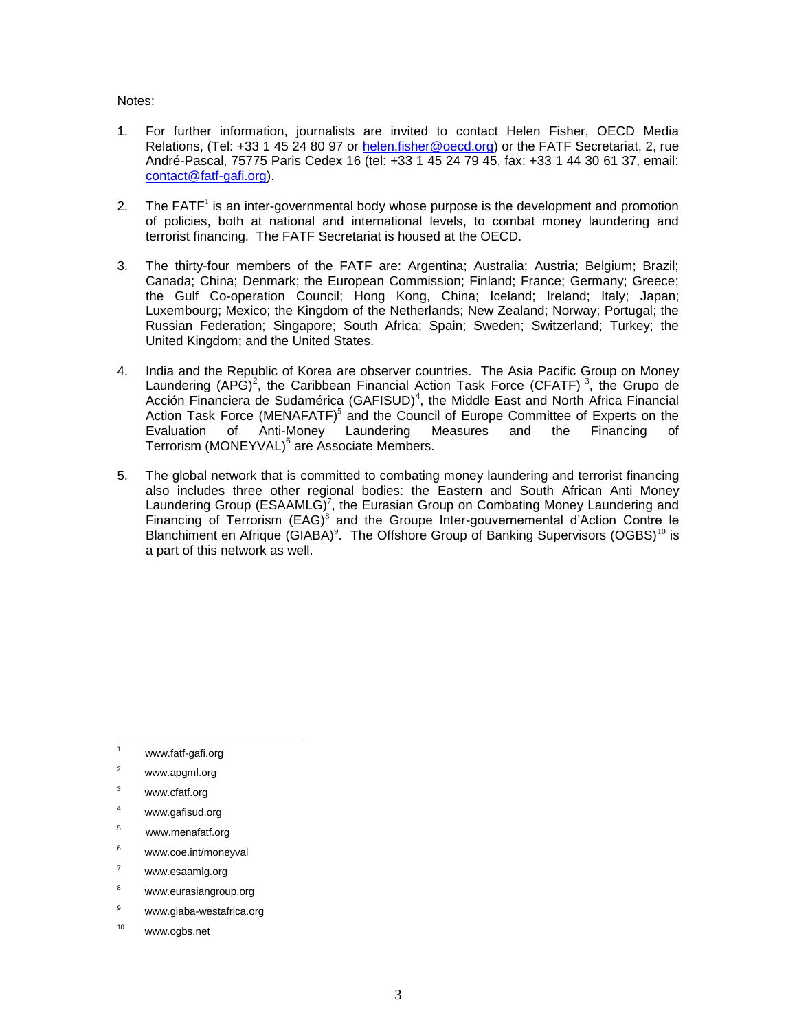Notes:

1. For further information, journalists are invited to contact Helen Fisher, OECD Media Relations, (Tel: +33 1 45 24 80 97 or helen.fisher@oecd.org) or the FATF Secretariat, 2, rue André-Pascal, 75775 Paris Cedex 16 (tel: +33 1 45 24 79 45, fax: +33 1 44 30 61 37, email: contact@fatf-gafi.org).

2. The FATF[1] is an inter-governmental body whose purpose is the development and promotion of policies, both at national and international levels, to combat money laundering and terrorist financing. The FATF Secretariat is housed at the OECD.

3. The thirty-four members of the FATF are: Argentina; Australia; Austria; Belgium; Brazil; Canada; China; Denmark; the European Commission; Finland; France; Germany; Greece; the Gulf Co-operation Council; Hong Kong, China; Iceland; Ireland; Italy; Japan; Luxembourg; Mexico; the Kingdom of the Netherlands; New Zealand; Norway; Portugal; the Russian Federation; Singapore; South Africa; Spain; Sweden; Switzerland; Turkey; the United Kingdom; and the United States.

4. India and the Republic of Korea are observer countries. The Asia Pacific Group on Money Laundering (APG)[2], the Caribbean Financial Action Task Force (CFATF)[3], the Grupo de Acción Financiera de Sudamérica (GAFISUD)[4], the Middle East and North Africa Financial Action Task Force (MENAFATF)[5] and the Council of Europe Committee of Experts on the Evaluation of Anti-Money Laundering Measures and the Financing of Terrorism (MONEYVAL)[6] are Associate Members.

5. The global network that is committed to combating money laundering and terrorist financing also includes three other regional bodies: the Eastern and South African Anti Money Laundering Group (ESAAMLG)[7], the Eurasian Group on Combating Money Laundering and Financing of Terrorism (EAG)[8] and the Groupe Inter-gouvernemental d'Action Contre le Blanchiment en Afrique (GIABA)[9]. The Offshore Group of Banking Supervisors (OGBS)[10] is a part of this network as well.

---

[1] www.fatf-gafi.org

[2] www.apgml.org

[3] www.cfatf.org

[4] www.gafisud.org

[5] www.menafatf.org

[6] www.coe.int/moneyval

[7] www.esaamlg.org

[8] www.eurasiangroup.org

[9] www.giaba-westafrica.org

[10] www.ogbs.net